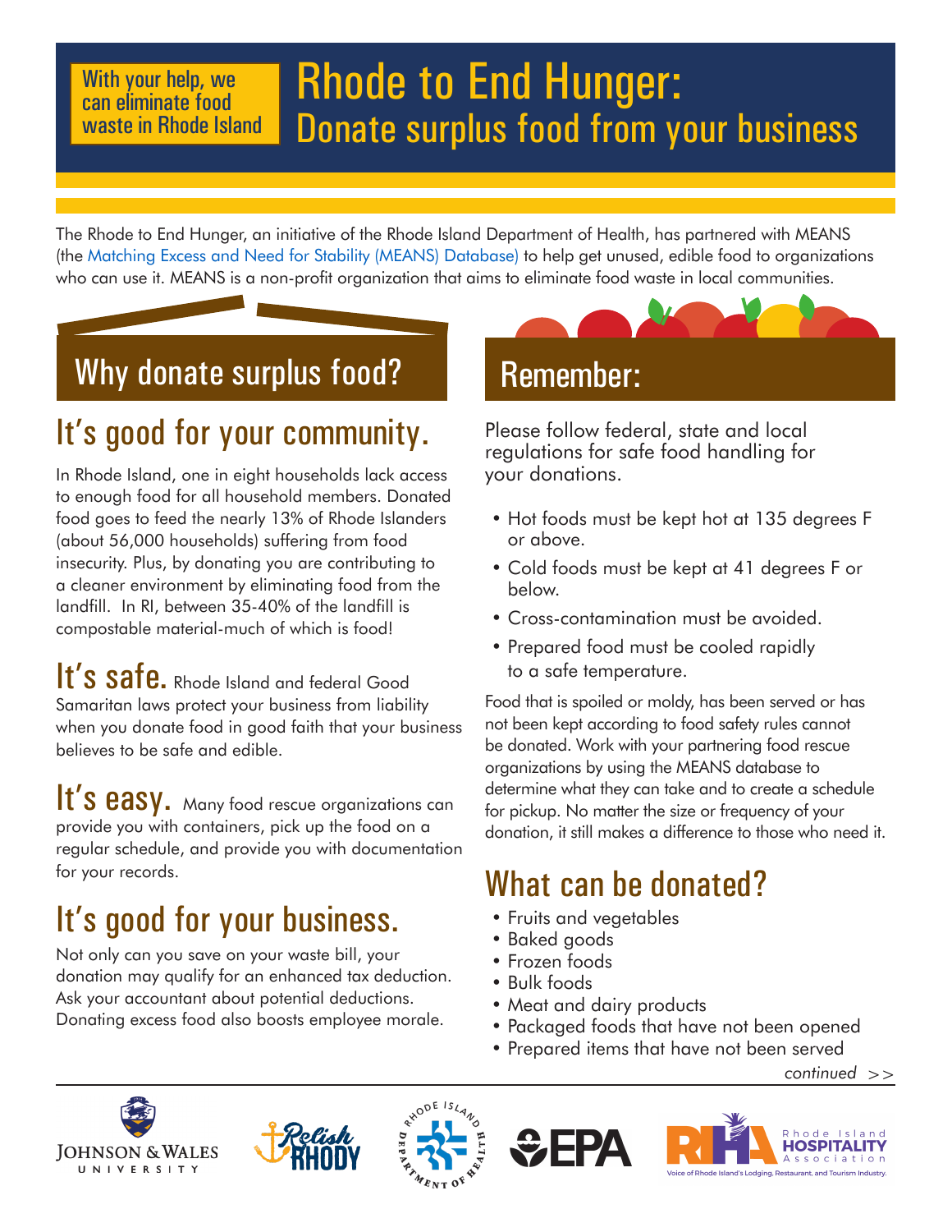With your help, we can eliminate food waste in Rhode Island

# Rhode to End Hunger: Donate surplus food from your business

The Rhode to End Hunger, an initiative of the Rhode Island Department of Health, has partnered with MEANS (the Matching Excess and Need for Stability (MEANS) Database) to help get unused, edible food to organizations who can use it. MEANS is a non-profit organization that aims to eliminate food waste in local communities.

## Why donate surplus food?

### It's good for your community.

In Rhode Island, one in eight households lack access to enough food for all household members. Donated food goes to feed the nearly 13% of Rhode Islanders (about 56,000 households) suffering from food insecurity. Plus, by donating you are contributing to a cleaner environment by eliminating food from the landfill. In RI, between 35-40% of the landfill is compostable material-much of which is food!

### It's safe.

Rhode Island and federal Good Samaritan laws protect your business from liability when you donate food in good faith that your business believes to be safe and edible.

### It's easy.

Many food rescue organizations can provide you with containers, pick up the food on a regular schedule, and provide you with documentation for your records.

### It's good for your business.

Not only can you save on your waste bill, your donation may qualify for an enhanced tax deduction. Ask your accountant about potential deductions. Donating excess food also boosts employee morale.

## Remember:

Please follow federal, state and local regulations for safe food handling for your donations.

- Hot foods must be kept hot at 135 degrees F or above.
- Cold foods must be kept at 41 degrees F or below.
- Cross-contamination must be avoided.
- Prepared food must be cooled rapidly to a safe temperature.

Food that is spoiled or moldy, has been served or has not been kept according to food safety rules cannot be donated. Work with your partnering food rescue organizations by using the MEANS database to determine what they can take and to create a schedule for pickup. No matter the size or frequency of your donation, it still makes a difference to those who need it.

## What can be donated?

- Fruits and vegetables
- Baked goods
- Frozen foods
- Bulk foods
- Meat and dairy products
- Packaged foods that have not been opened
- Prepared items that have not been served

*continued >>*

Johnson & Wales University | Relish Rhody | Rhode Island Department of Health | EPA | Rhode Island Hospitality Association — Voice of Rhode Island's Lodging, Restaurant, and Tourism Industry.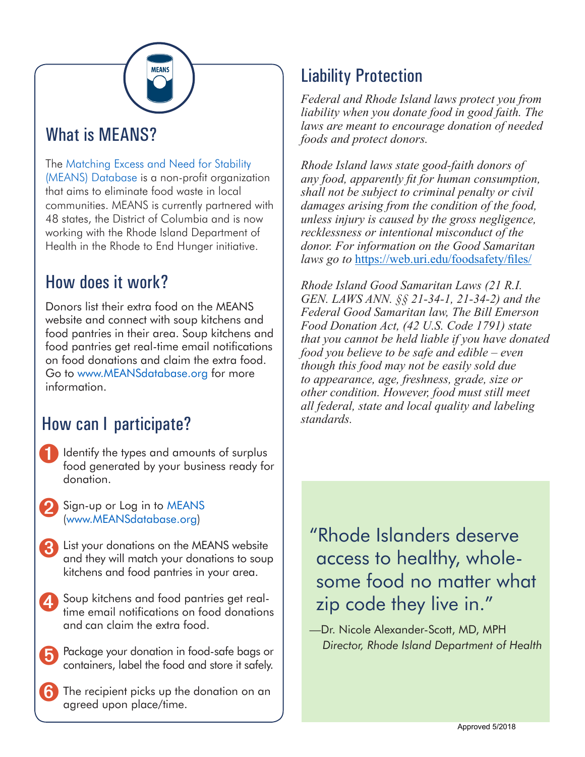## What is MEANS?

The Matching Excess and Need for Stability (MEANS) Database is a non-profit organization that aims to eliminate food waste in local communities. MEANS is currently partnered with 48 states, the District of Columbia and is now working with the Rhode Island Department of Health in the Rhode to End Hunger initiative.

## How does it work?

Donors list their extra food on the MEANS website and connect with soup kitchens and food pantries in their area. Soup kitchens and food pantries get real-time email notifications on food donations and claim the extra food. Go to www.MEANSdatabase.org for more information.

## How can I participate?

1. Identify the types and amounts of surplus food generated by your business ready for donation.
2. Sign-up or Log in to MEANS (www.MEANSdatabase.org)
3. List your donations on the MEANS website and they will match your donations to soup kitchens and food pantries in your area.
4. Soup kitchens and food pantries get real-time email notifications on food donations and can claim the extra food.
5. Package your donation in food-safe bags or containers, label the food and store it safely.
6. The recipient picks up the donation on an agreed upon place/time.

## Liability Protection

*Federal and Rhode Island laws protect you from liability when you donate food in good faith. The laws are meant to encourage donation of needed foods and protect donors.*

*Rhode Island laws state good-faith donors of any food, apparently fit for human consumption, shall not be subject to criminal penalty or civil damages arising from the condition of the food, unless injury is caused by the gross negligence, recklessness or intentional misconduct of the donor. For information on the Good Samaritan laws go to* https://web.uri.edu/foodsafety/files/

*Rhode Island Good Samaritan Laws (21 R.I. GEN. LAWS ANN. §§ 21-34-1, 21-34-2) and the Federal Good Samaritan law, The Bill Emerson Food Donation Act, (42 U.S. Code 1791) state that you cannot be held liable if you have donated food you believe to be safe and edible – even though this food may not be easily sold due to appearance, age, freshness, grade, size or other condition. However, food must still meet all federal, state and local quality and labeling standards.*

> "Rhode Islanders deserve access to healthy, whole-some food no matter what zip code they live in."
>
> —Dr. Nicole Alexander-Scott, MD, MPH
> *Director, Rhode Island Department of Health*

Approved 5/2018